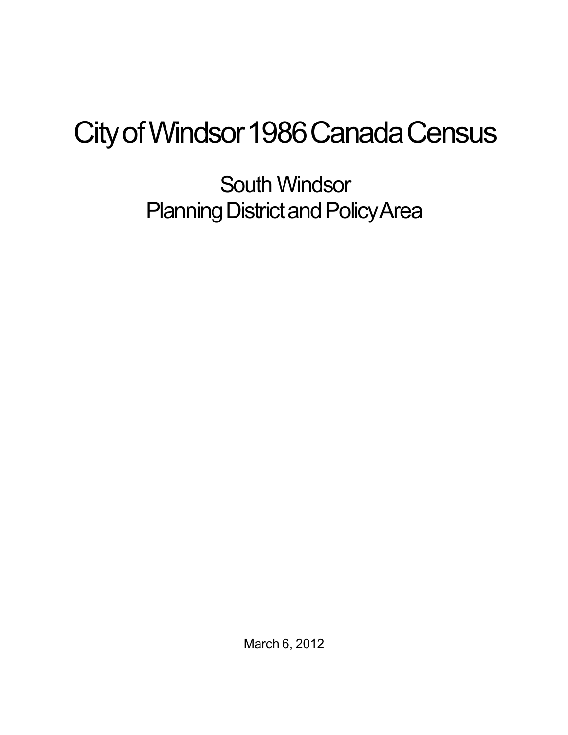# City of Windsor 1986 Canada Census

## South Windsor
## Planning District and Policy Area

March 6, 2012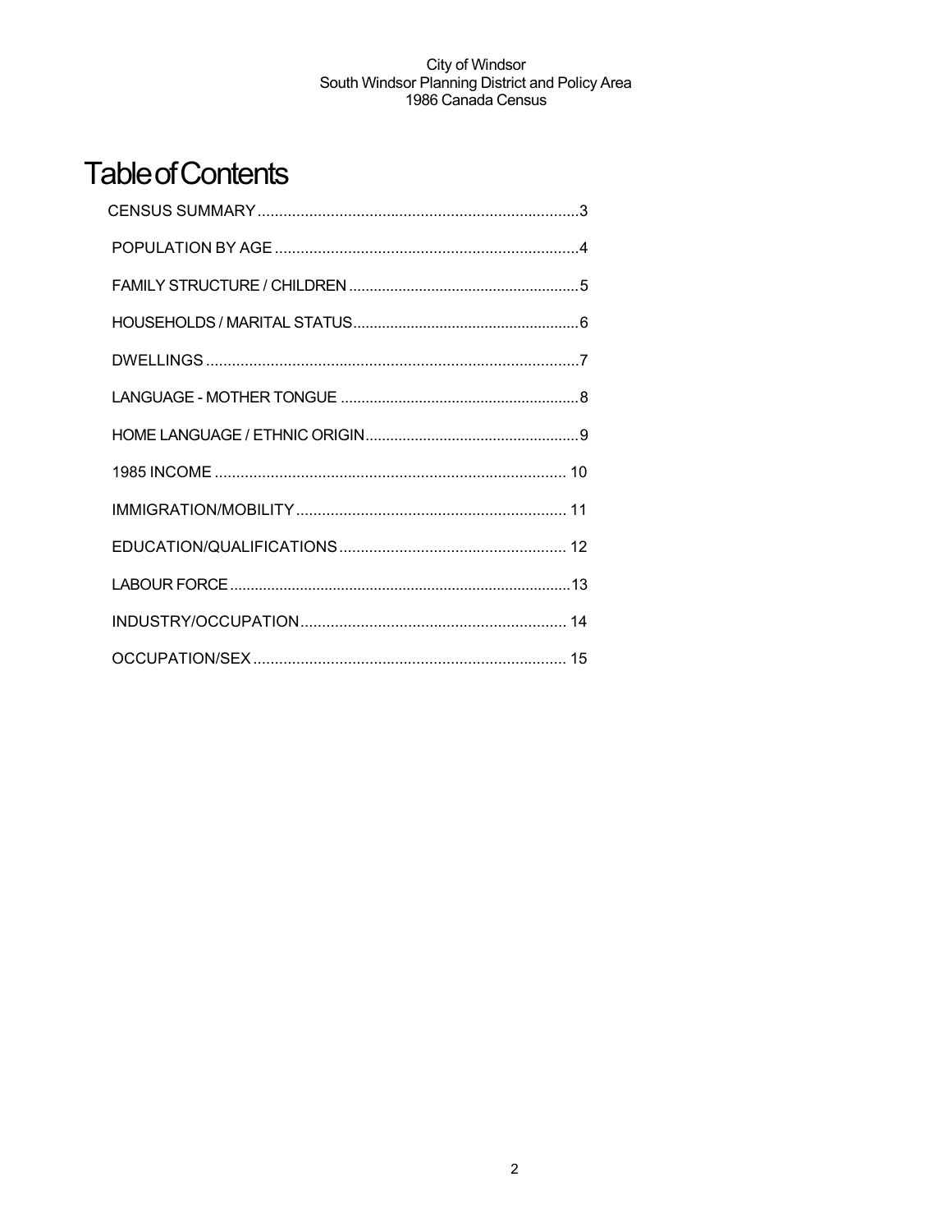# Table of Contents

CENSUS SUMMARY ........................................................................3

POPULATION BY AGE ....................................................................4

FAMILY STRUCTURE / CHILDREN ...................................................5

HOUSEHOLDS / MARITAL STATUS...................................................6

DWELLINGS ...................................................................................7

LANGUAGE - MOTHER TONGUE .....................................................8

HOME LANGUAGE / ETHNIC ORIGIN...............................................9

1985 INCOME ............................................................................... 10

IMMIGRATION/MOBILITY ............................................................... 11

EDUCATION/QUALIFICATIONS ..................................................... 12

LABOUR FORCE ...........................................................................13

INDUSTRY/OCCUPATION.............................................................. 14

OCCUPATION/SEX ........................................................................ 15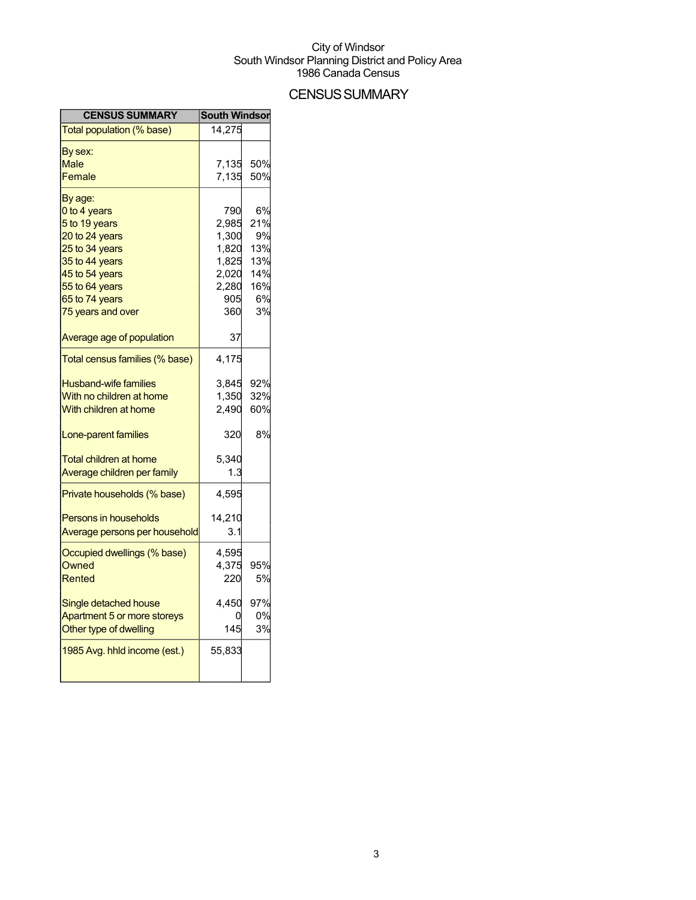City of Windsor
South Windsor Planning District and Policy Area
1986 Canada Census

# CENSUS SUMMARY

| CENSUS SUMMARY | South Windsor | |
|---|---|---|
| Total population (% base) | 14,275 | |
| By sex: | | |
| Male | 7,135 | 50% |
| Female | 7,135 | 50% |
| By age: | | |
| 0 to 4 years | 790 | 6% |
| 5 to 19 years | 2,985 | 21% |
| 20 to 24 years | 1,300 | 9% |
| 25 to 34 years | 1,820 | 13% |
| 35 to 44 years | 1,825 | 13% |
| 45 to 54 years | 2,020 | 14% |
| 55 to 64 years | 2,280 | 16% |
| 65 to 74 years | 905 | 6% |
| 75 years and over | 360 | 3% |
| Average age of population | 37 | |
| Total census families (% base) | 4,175 | |
| Husband-wife families | 3,845 | 92% |
| With no children at home | 1,350 | 32% |
| With children at home | 2,490 | 60% |
| Lone-parent families | 320 | 8% |
| Total children at home | 5,340 | |
| Average children per family | 1.3 | |
| Private households (% base) | 4,595 | |
| Persons in households | 14,210 | |
| Average persons per household | 3.1 | |
| Occupied dwellings (% base) | 4,595 | |
| Owned | 4,375 | 95% |
| Rented | 220 | 5% |
| Single detached house | 4,450 | 97% |
| Apartment 5 or more storeys | 0 | 0% |
| Other type of dwelling | 145 | 3% |
| 1985 Avg. hhld income (est.) | 55,833 | |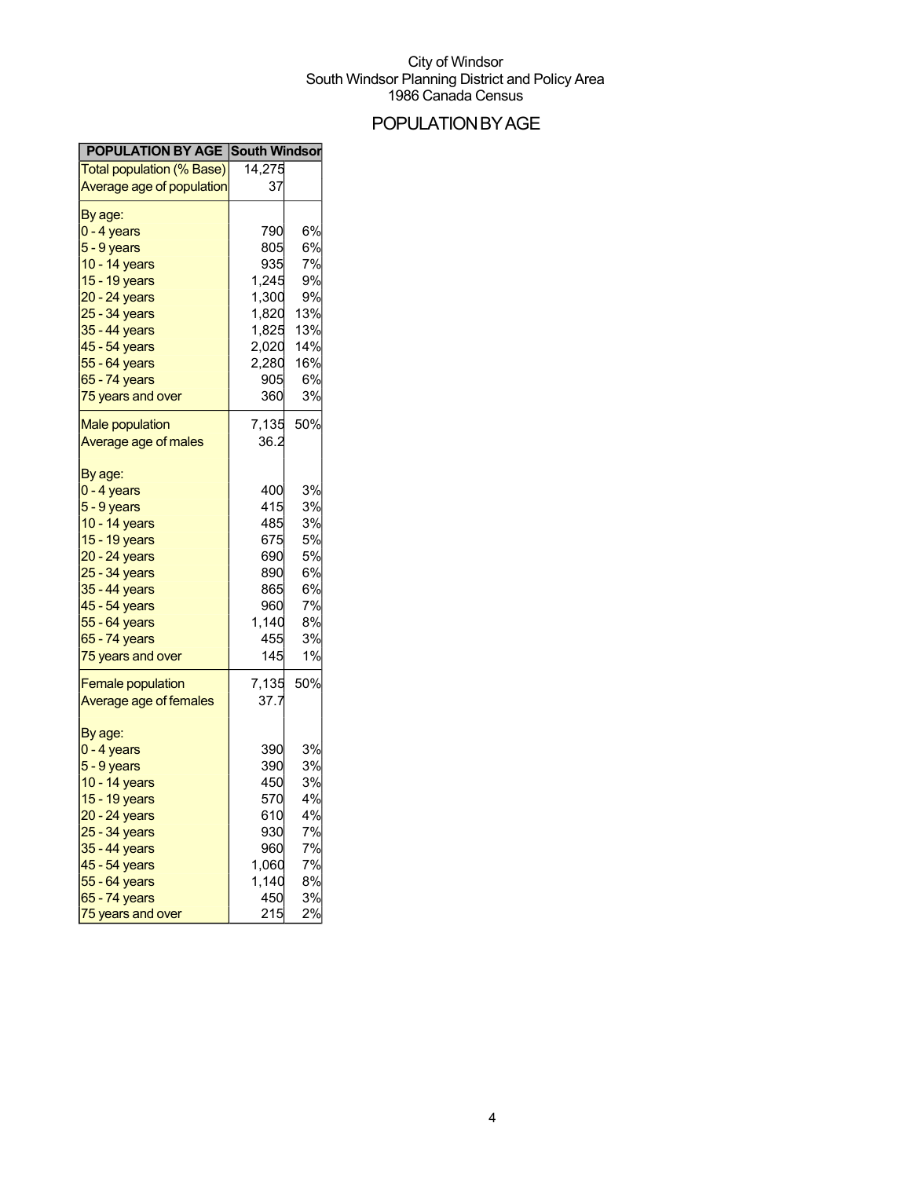City of Windsor
South Windsor Planning District and Policy Area
1986 Canada Census

# POPULATION BY AGE

| POPULATION BY AGE | South Windsor | |
|---|---|---|
| Total population (% Base) | 14,275 | |
| Average age of population | 37 | |
| By age: | | |
| 0 - 4 years | 790 | 6% |
| 5 - 9 years | 805 | 6% |
| 10 - 14 years | 935 | 7% |
| 15 - 19 years | 1,245 | 9% |
| 20 - 24 years | 1,300 | 9% |
| 25 - 34 years | 1,820 | 13% |
| 35 - 44 years | 1,825 | 13% |
| 45 - 54 years | 2,020 | 14% |
| 55 - 64 years | 2,280 | 16% |
| 65 - 74 years | 905 | 6% |
| 75 years and over | 360 | 3% |
| Male population | 7,135 | 50% |
| Average age of males | 36.2 | |
| By age: | | |
| 0 - 4 years | 400 | 3% |
| 5 - 9 years | 415 | 3% |
| 10 - 14 years | 485 | 3% |
| 15 - 19 years | 675 | 5% |
| 20 - 24 years | 690 | 5% |
| 25 - 34 years | 890 | 6% |
| 35 - 44 years | 865 | 6% |
| 45 - 54 years | 960 | 7% |
| 55 - 64 years | 1,140 | 8% |
| 65 - 74 years | 455 | 3% |
| 75 years and over | 145 | 1% |
| Female population | 7,135 | 50% |
| Average age of females | 37.7 | |
| By age: | | |
| 0 - 4 years | 390 | 3% |
| 5 - 9 years | 390 | 3% |
| 10 - 14 years | 450 | 3% |
| 15 - 19 years | 570 | 4% |
| 20 - 24 years | 610 | 4% |
| 25 - 34 years | 930 | 7% |
| 35 - 44 years | 960 | 7% |
| 45 - 54 years | 1,060 | 7% |
| 55 - 64 years | 1,140 | 8% |
| 65 - 74 years | 450 | 3% |
| 75 years and over | 215 | 2% |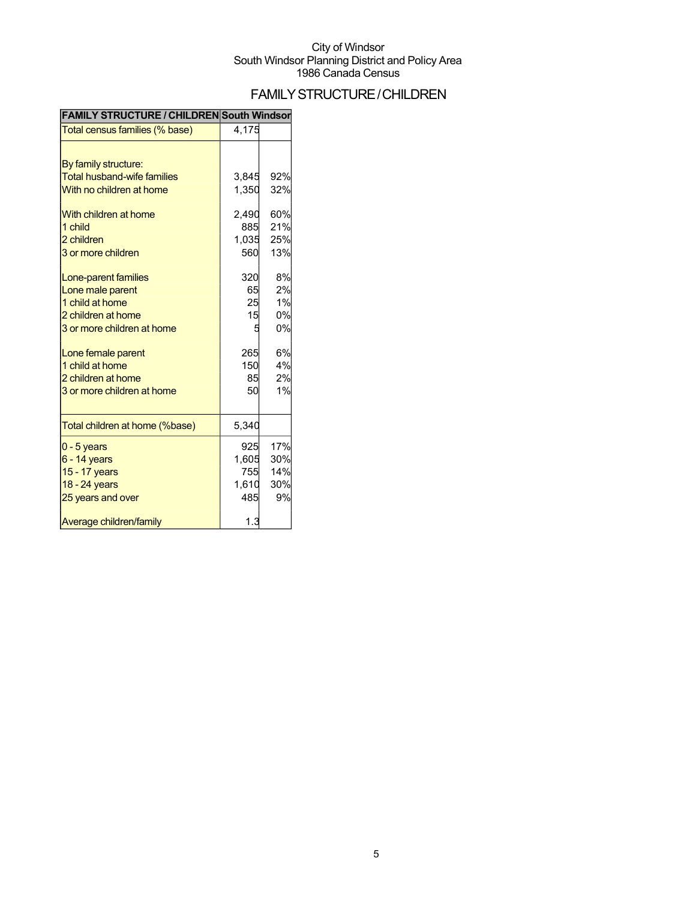City of Windsor
South Windsor Planning District and Policy Area
1986 Canada Census

# FAMILY STRUCTURE / CHILDREN

| FAMILY STRUCTURE / CHILDREN | South Windsor | |
|---|---|---|
| Total census families (% base) | 4,175 | |
| | | |
| By family structure: | | |
| Total husband-wife families | 3,845 | 92% |
| With no children at home | 1,350 | 32% |
| | | |
| With children at home | 2,490 | 60% |
| 1 child | 885 | 21% |
| 2 children | 1,035 | 25% |
| 3 or more children | 560 | 13% |
| | | |
| Lone-parent families | 320 | 8% |
| Lone male parent | 65 | 2% |
| 1 child at home | 25 | 1% |
| 2 children at home | 15 | 0% |
| 3 or more children at home | 5 | 0% |
| | | |
| Lone female parent | 265 | 6% |
| 1 child at home | 150 | 4% |
| 2 children at home | 85 | 2% |
| 3 or more children at home | 50 | 1% |
| | | |
| Total children at home (%base) | 5,340 | |
| 0 - 5 years | 925 | 17% |
| 6 - 14 years | 1,605 | 30% |
| 15 - 17 years | 755 | 14% |
| 18 - 24 years | 1,610 | 30% |
| 25 years and over | 485 | 9% |
| | | |
| Average children/family | 1.3 | |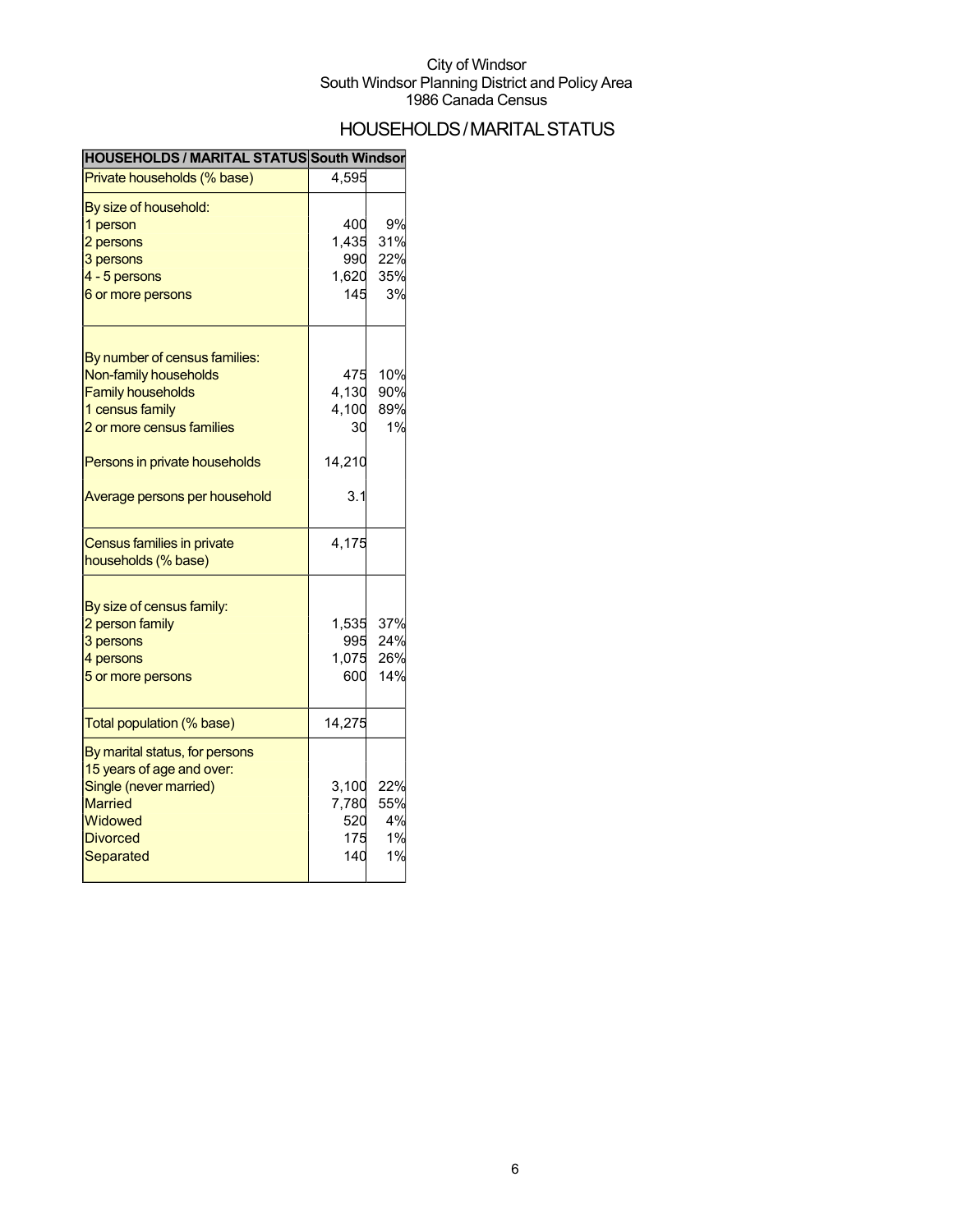City of Windsor
South Windsor Planning District and Policy Area
1986 Canada Census

# HOUSEHOLDS / MARITAL STATUS

| HOUSEHOLDS / MARITAL STATUS | South Windsor | |
|---|---|---|
| Private households (% base) | 4,595 | |
| By size of household: | | |
| 1 person | 400 | 9% |
| 2 persons | 1,435 | 31% |
| 3 persons | 990 | 22% |
| 4 - 5 persons | 1,620 | 35% |
| 6 or more persons | 145 | 3% |
| By number of census families: | | |
| Non-family households | 475 | 10% |
| Family households | 4,130 | 90% |
| 1 census family | 4,100 | 89% |
| 2 or more census families | 30 | 1% |
| Persons in private households | 14,210 | |
| Average persons per household | 3.1 | |
| Census families in private households (% base) | 4,175 | |
| By size of census family: | | |
| 2 person family | 1,535 | 37% |
| 3 persons | 995 | 24% |
| 4 persons | 1,075 | 26% |
| 5 or more persons | 600 | 14% |
| Total population (% base) | 14,275 | |
| By marital status, for persons 15 years of age and over: | | |
| Single (never married) | 3,100 | 22% |
| Married | 7,780 | 55% |
| Widowed | 520 | 4% |
| Divorced | 175 | 1% |
| Separated | 140 | 1% |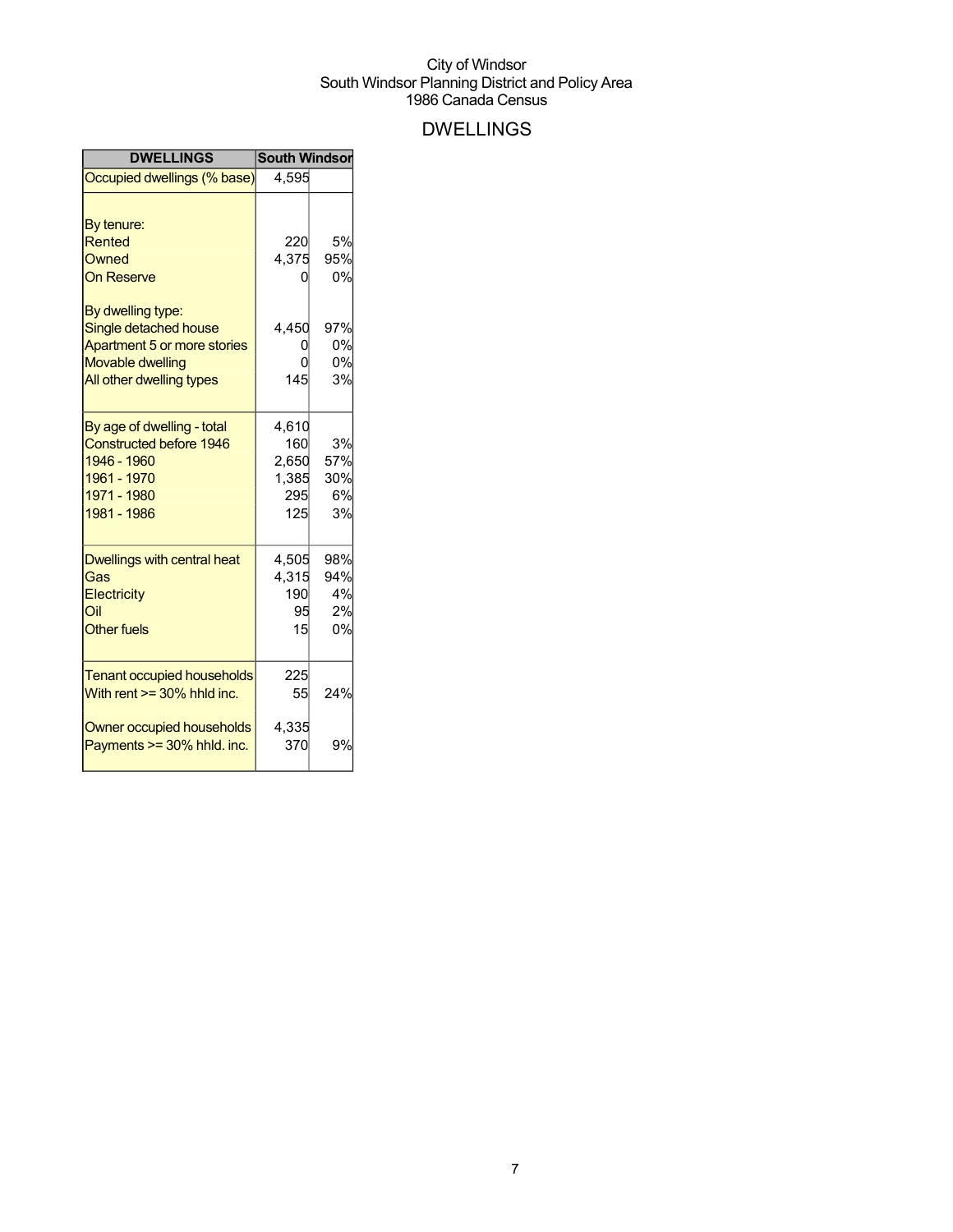City of Windsor
South Windsor Planning District and Policy Area
1986 Canada Census

# DWELLINGS

| DWELLINGS | South Windsor | |
|---|---|---|
| Occupied dwellings (% base) | 4,595 | |
| | | |
| By tenure: | | |
| Rented | 220 | 5% |
| Owned | 4,375 | 95% |
| On Reserve | 0 | 0% |
| | | |
| By dwelling type: | | |
| Single detached house | 4,450 | 97% |
| Apartment 5 or more stories | 0 | 0% |
| Movable dwelling | 0 | 0% |
| All other dwelling types | 145 | 3% |
| | | |
| By age of dwelling - total | 4,610 | |
| Constructed before 1946 | 160 | 3% |
| 1946 - 1960 | 2,650 | 57% |
| 1961 - 1970 | 1,385 | 30% |
| 1971 - 1980 | 295 | 6% |
| 1981 - 1986 | 125 | 3% |
| | | |
| Dwellings with central heat | 4,505 | 98% |
| Gas | 4,315 | 94% |
| Electricity | 190 | 4% |
| Oil | 95 | 2% |
| Other fuels | 15 | 0% |
| | | |
| Tenant occupied households | 225 | |
| With rent >= 30% hhld inc. | 55 | 24% |
| | | |
| Owner occupied households | 4,335 | |
| Payments >= 30% hhld. inc. | 370 | 9% |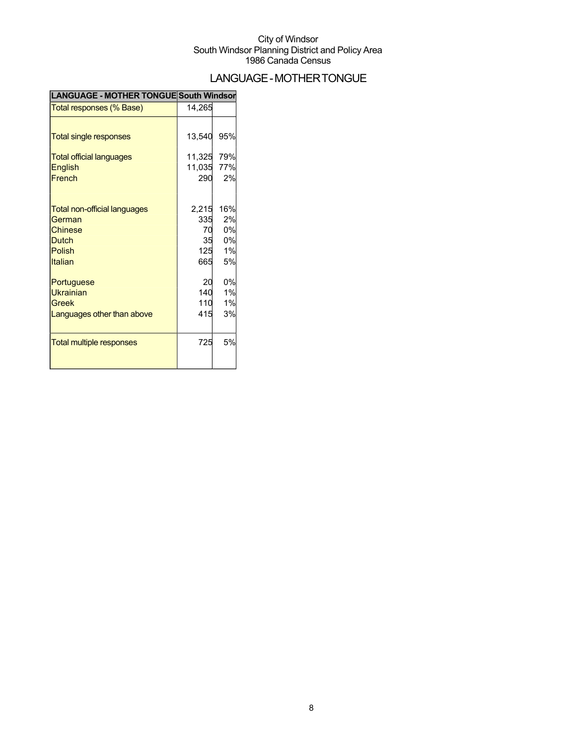City of Windsor
South Windsor Planning District and Policy Area
1986 Canada Census

# LANGUAGE - MOTHER TONGUE

| LANGUAGE - MOTHER TONGUE | South Windsor | |
|---|---|---|
| Total responses (% Base) | 14,265 | |
| Total single responses | 13,540 | 95% |
| Total official languages | 11,325 | 79% |
| English | 11,035 | 77% |
| French | 290 | 2% |
| Total non-official languages | 2,215 | 16% |
| German | 335 | 2% |
| Chinese | 70 | 0% |
| Dutch | 35 | 0% |
| Polish | 125 | 1% |
| Italian | 665 | 5% |
| Portuguese | 20 | 0% |
| Ukrainian | 140 | 1% |
| Greek | 110 | 1% |
| Languages other than above | 415 | 3% |
| Total multiple responses | 725 | 5% |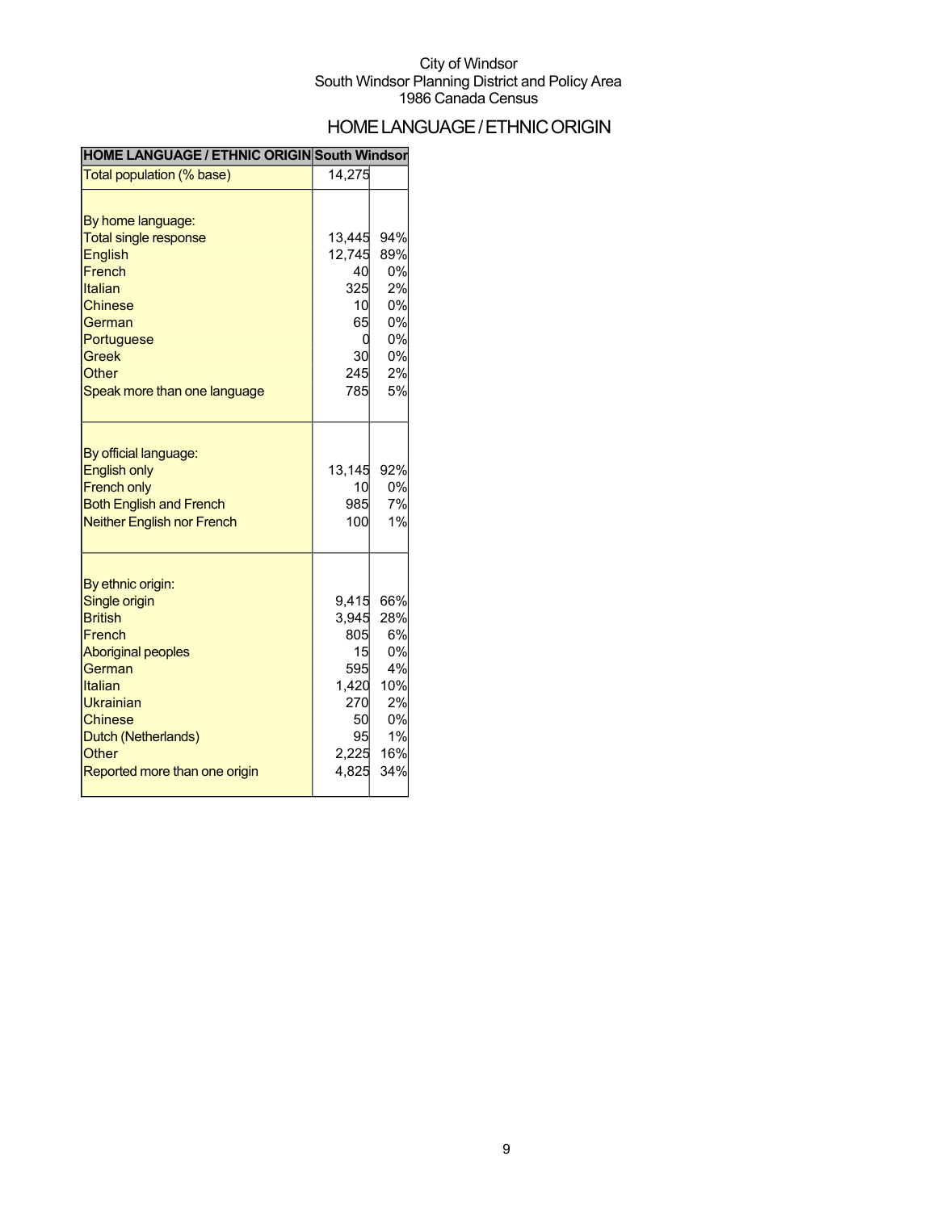City of Windsor
South Windsor Planning District and Policy Area
1986 Canada Census

# HOME LANGUAGE / ETHNIC ORIGIN

| HOME LANGUAGE / ETHNIC ORIGIN | South Windsor | |
|---|---|---|
| Total population (% base) | 14,275 | |
| | | |
| By home language: | | |
| Total single response | 13,445 | 94% |
| English | 12,745 | 89% |
| French | 40 | 0% |
| Italian | 325 | 2% |
| Chinese | 10 | 0% |
| German | 65 | 0% |
| Portuguese | 0 | 0% |
| Greek | 30 | 0% |
| Other | 245 | 2% |
| Speak more than one language | 785 | 5% |
| | | |
| By official language: | | |
| English only | 13,145 | 92% |
| French only | 10 | 0% |
| Both English and French | 985 | 7% |
| Neither English nor French | 100 | 1% |
| | | |
| By ethnic origin: | | |
| Single origin | 9,415 | 66% |
| British | 3,945 | 28% |
| French | 805 | 6% |
| Aboriginal peoples | 15 | 0% |
| German | 595 | 4% |
| Italian | 1,420 | 10% |
| Ukrainian | 270 | 2% |
| Chinese | 50 | 0% |
| Dutch (Netherlands) | 95 | 1% |
| Other | 2,225 | 16% |
| Reported more than one origin | 4,825 | 34% |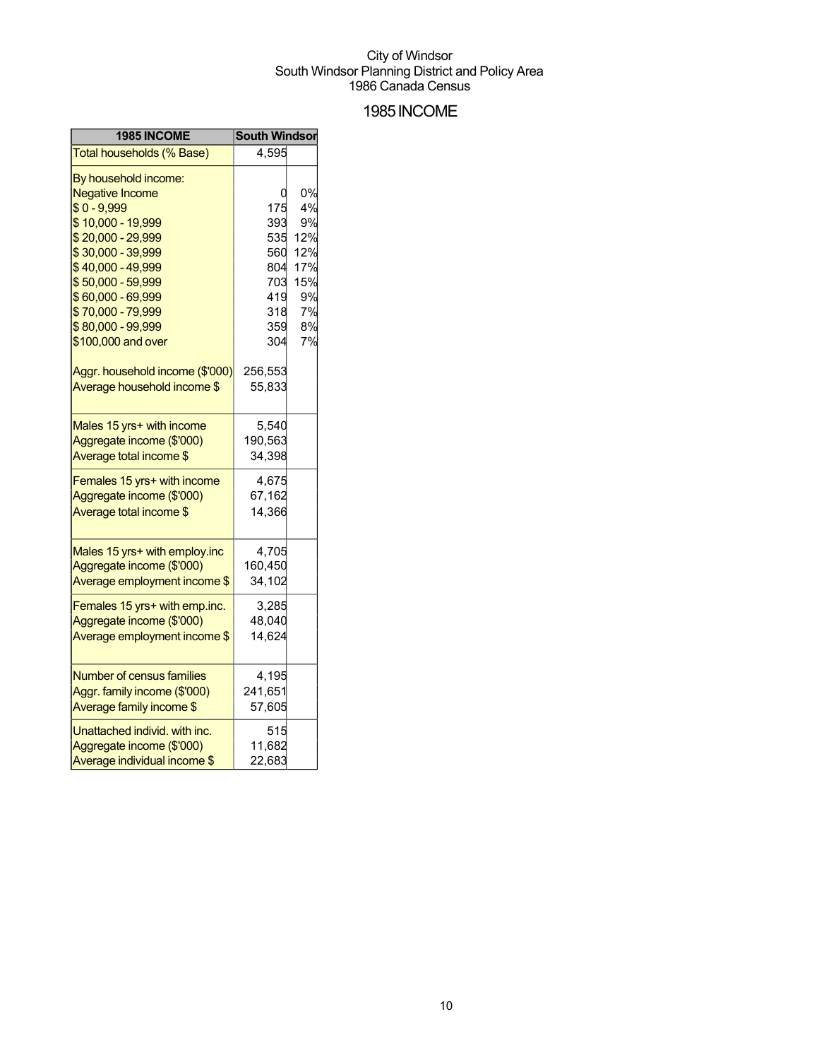City of Windsor
South Windsor Planning District and Policy Area
1986 Canada Census

# 1985 INCOME

| 1985 INCOME | South Windsor | |
|---|---|---|
| Total households (% Base) | 4,595 | |
| By household income: | | |
| Negative Income | 0 | 0% |
| $ 0 - 9,999 | 175 | 4% |
| $ 10,000 - 19,999 | 393 | 9% |
| $ 20,000 - 29,999 | 535 | 12% |
| $ 30,000 - 39,999 | 560 | 12% |
| $ 40,000 - 49,999 | 804 | 17% |
| $ 50,000 - 59,999 | 703 | 15% |
| $ 60,000 - 69,999 | 419 | 9% |
| $ 70,000 - 79,999 | 318 | 7% |
| $ 80,000 - 99,999 | 359 | 8% |
| $100,000 and over | 304 | 7% |
| Aggr. household income ($'000) | 256,553 | |
| Average household income $ | 55,833 | |
| Males 15 yrs+ with income | 5,540 | |
| Aggregate income ($'000) | 190,563 | |
| Average total income $ | 34,398 | |
| Females 15 yrs+ with income | 4,675 | |
| Aggregate income ($'000) | 67,162 | |
| Average total income $ | 14,366 | |
| Males 15 yrs+ with employ.inc | 4,705 | |
| Aggregate income ($'000) | 160,450 | |
| Average employment income $ | 34,102 | |
| Females 15 yrs+ with emp.inc. | 3,285 | |
| Aggregate income ($'000) | 48,040 | |
| Average employment income $ | 14,624 | |
| Number of census families | 4,195 | |
| Aggr. family income ($'000) | 241,651 | |
| Average family income $ | 57,605 | |
| Unattached individ. with inc. | 515 | |
| Aggregate income ($'000) | 11,682 | |
| Average individual income $ | 22,683 | |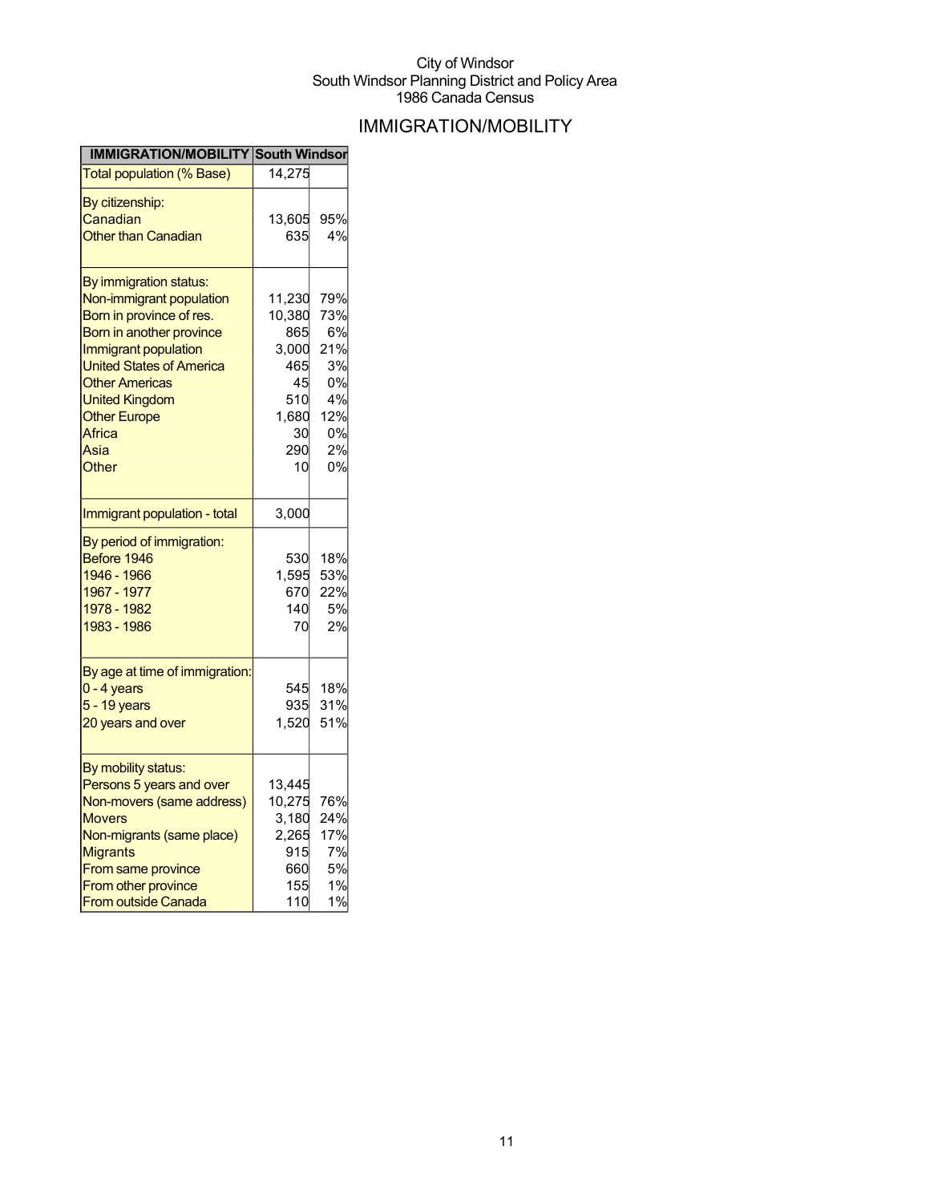City of Windsor
South Windsor Planning District and Policy Area
1986 Canada Census

# IMMIGRATION/MOBILITY

| IMMIGRATION/MOBILITY | South Windsor | |
|---|---|---|
| Total population (% Base) | 14,275 | |
| By citizenship: | | |
| Canadian | 13,605 | 95% |
| Other than Canadian | 635 | 4% |
| By immigration status: | | |
| Non-immigrant population | 11,230 | 79% |
| Born in province of res. | 10,380 | 73% |
| Born in another province | 865 | 6% |
| Immigrant population | 3,000 | 21% |
| United States of America | 465 | 3% |
| Other Americas | 45 | 0% |
| United Kingdom | 510 | 4% |
| Other Europe | 1,680 | 12% |
| Africa | 30 | 0% |
| Asia | 290 | 2% |
| Other | 10 | 0% |
| Immigrant population - total | 3,000 | |
| By period of immigration: | | |
| Before 1946 | 530 | 18% |
| 1946 - 1966 | 1,595 | 53% |
| 1967 - 1977 | 670 | 22% |
| 1978 - 1982 | 140 | 5% |
| 1983 - 1986 | 70 | 2% |
| By age at time of immigration: | | |
| 0 - 4 years | 545 | 18% |
| 5 - 19 years | 935 | 31% |
| 20 years and over | 1,520 | 51% |
| By mobility status: | | |
| Persons 5 years and over | 13,445 | |
| Non-movers (same address) | 10,275 | 76% |
| Movers | 3,180 | 24% |
| Non-migrants (same place) | 2,265 | 17% |
| Migrants | 915 | 7% |
| From same province | 660 | 5% |
| From other province | 155 | 1% |
| From outside Canada | 110 | 1% |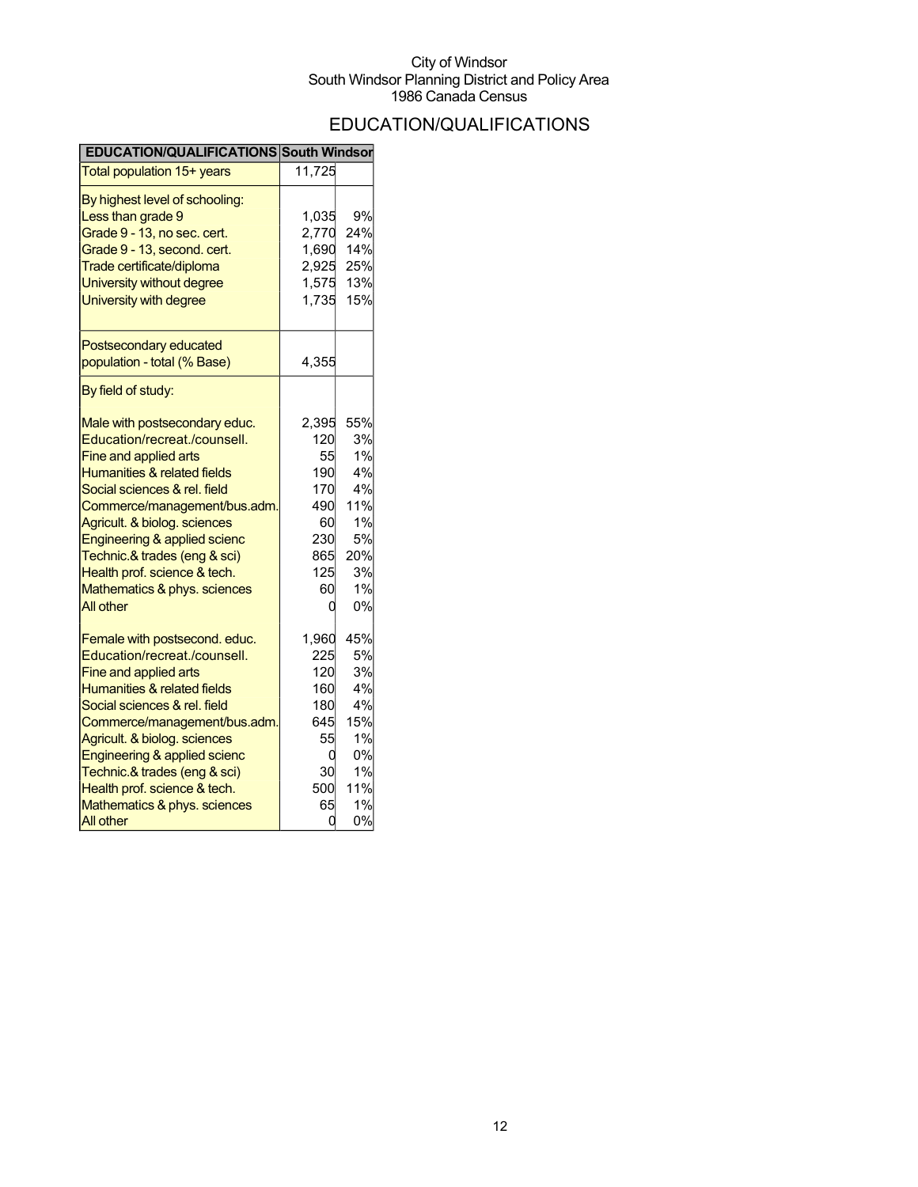City of Windsor
South Windsor Planning District and Policy Area
1986 Canada Census

# EDUCATION/QUALIFICATIONS

| EDUCATION/QUALIFICATIONS | South Windsor | |
|---|---|---|
| Total population 15+ years | 11,725 | |
| By highest level of schooling: | | |
| Less than grade 9 | 1,035 | 9% |
| Grade 9 - 13, no sec. cert. | 2,770 | 24% |
| Grade 9 - 13, second. cert. | 1,690 | 14% |
| Trade certificate/diploma | 2,925 | 25% |
| University without degree | 1,575 | 13% |
| University with degree | 1,735 | 15% |
| Postsecondary educated population - total (% Base) | 4,355 | |
| By field of study: | | |
| Male with postsecondary educ. | 2,395 | 55% |
| Education/recreat./counsell. | 120 | 3% |
| Fine and applied arts | 55 | 1% |
| Humanities & related fields | 190 | 4% |
| Social sciences & rel. field | 170 | 4% |
| Commerce/management/bus.adm. | 490 | 11% |
| Agricult. & biolog. sciences | 60 | 1% |
| Engineering & applied scienc | 230 | 5% |
| Technic.& trades (eng & sci) | 865 | 20% |
| Health prof. science & tech. | 125 | 3% |
| Mathematics & phys. sciences | 60 | 1% |
| All other | 0 | 0% |
| Female with postsecond. educ. | 1,960 | 45% |
| Education/recreat./counsell. | 225 | 5% |
| Fine and applied arts | 120 | 3% |
| Humanities & related fields | 160 | 4% |
| Social sciences & rel. field | 180 | 4% |
| Commerce/management/bus.adm. | 645 | 15% |
| Agricult. & biolog. sciences | 55 | 1% |
| Engineering & applied scienc | 0 | 0% |
| Technic.& trades (eng & sci) | 30 | 1% |
| Health prof. science & tech. | 500 | 11% |
| Mathematics & phys. sciences | 65 | 1% |
| All other | 0 | 0% |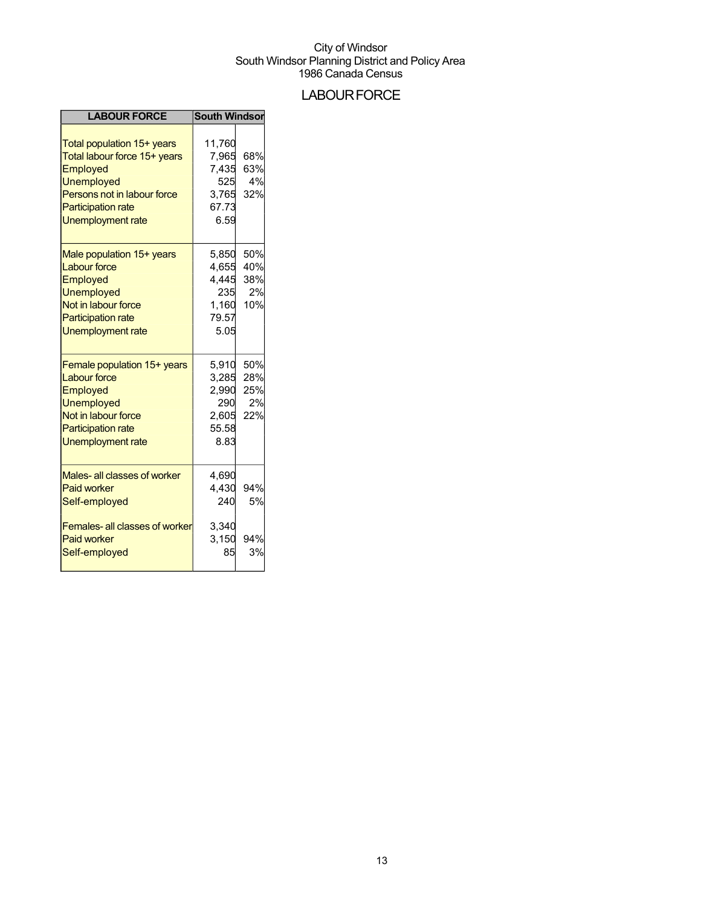City of Windsor
South Windsor Planning District and Policy Area
1986 Canada Census

# LABOUR FORCE

| LABOUR FORCE | South Windsor | |
|---|---|---|
| Total population 15+ years | 11,760 | |
| Total labour force 15+ years | 7,965 | 68% |
| Employed | 7,435 | 63% |
| Unemployed | 525 | 4% |
| Persons not in labour force | 3,765 | 32% |
| Participation rate | 67.73 | |
| Unemployment rate | 6.59 | |
| | | |
| Male population 15+ years | 5,850 | 50% |
| Labour force | 4,655 | 40% |
| Employed | 4,445 | 38% |
| Unemployed | 235 | 2% |
| Not in labour force | 1,160 | 10% |
| Participation rate | 79.57 | |
| Unemployment rate | 5.05 | |
| | | |
| Female population 15+ years | 5,910 | 50% |
| Labour force | 3,285 | 28% |
| Employed | 2,990 | 25% |
| Unemployed | 290 | 2% |
| Not in labour force | 2,605 | 22% |
| Participation rate | 55.58 | |
| Unemployment rate | 8.83 | |
| | | |
| Males- all classes of worker | 4,690 | |
| Paid worker | 4,430 | 94% |
| Self-employed | 240 | 5% |
| | | |
| Females- all classes of worker | 3,340 | |
| Paid worker | 3,150 | 94% |
| Self-employed | 85 | 3% |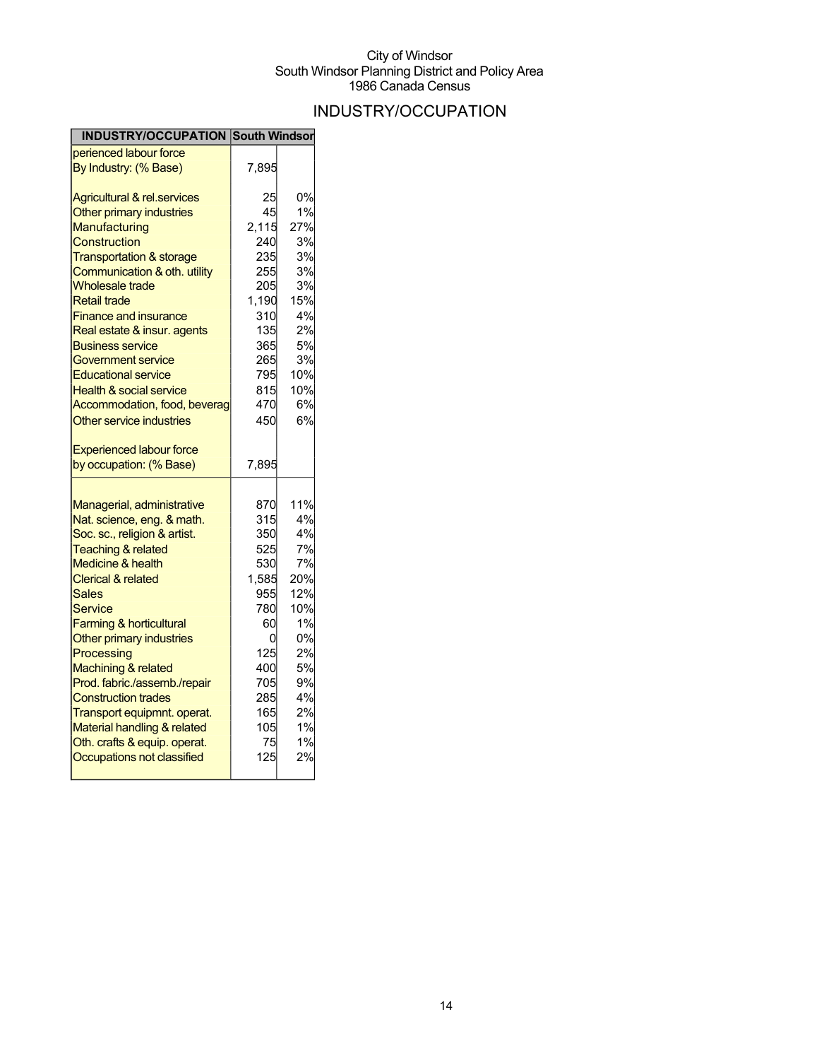City of Windsor
South Windsor Planning District and Policy Area
1986 Canada Census

# INDUSTRY/OCCUPATION

| INDUSTRY/OCCUPATION | South Windsor | |
|---|---|---|
| perienced labour force | | |
| By Industry: (% Base) | 7,895 | |
| | | |
| Agricultural & rel.services | 25 | 0% |
| Other primary industries | 45 | 1% |
| Manufacturing | 2,115 | 27% |
| Construction | 240 | 3% |
| Transportation & storage | 235 | 3% |
| Communication & oth. utility | 255 | 3% |
| Wholesale trade | 205 | 3% |
| Retail trade | 1,190 | 15% |
| Finance and insurance | 310 | 4% |
| Real estate & insur. agents | 135 | 2% |
| Business service | 365 | 5% |
| Government service | 265 | 3% |
| Educational service | 795 | 10% |
| Health & social service | 815 | 10% |
| Accommodation, food, beverag | 470 | 6% |
| Other service industries | 450 | 6% |
| | | |
| Experienced labour force | | |
| by occupation: (% Base) | 7,895 | |
| | | |
| Managerial, administrative | 870 | 11% |
| Nat. science, eng. & math. | 315 | 4% |
| Soc. sc., religion & artist. | 350 | 4% |
| Teaching & related | 525 | 7% |
| Medicine & health | 530 | 7% |
| Clerical & related | 1,585 | 20% |
| Sales | 955 | 12% |
| Service | 780 | 10% |
| Farming & horticultural | 60 | 1% |
| Other primary industries | 0 | 0% |
| Processing | 125 | 2% |
| Machining & related | 400 | 5% |
| Prod. fabric./assemb./repair | 705 | 9% |
| Construction trades | 285 | 4% |
| Transport equipmnt. operat. | 165 | 2% |
| Material handling & related | 105 | 1% |
| Oth. crafts & equip. operat. | 75 | 1% |
| Occupations not classified | 125 | 2% |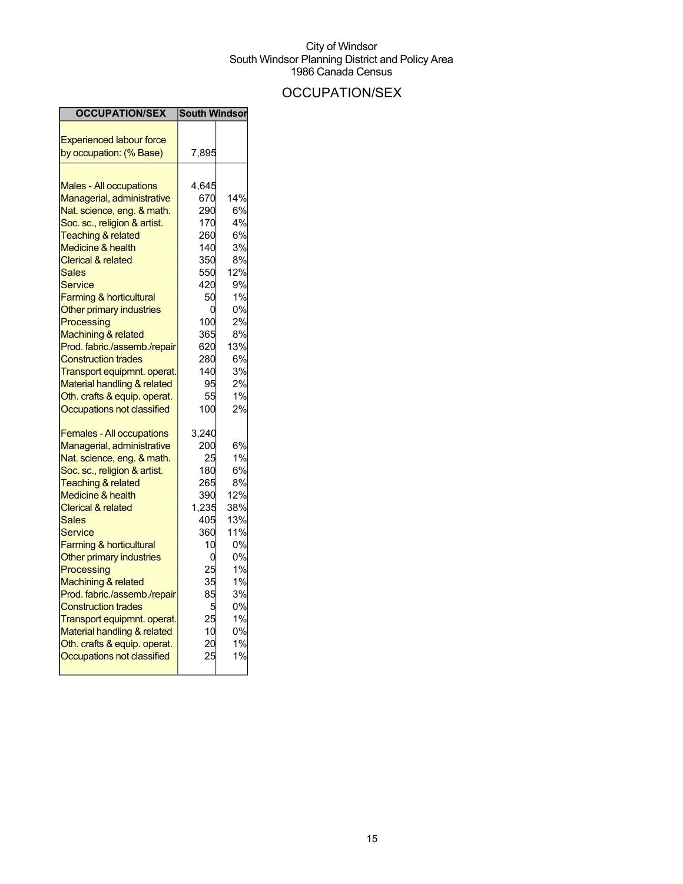City of Windsor
South Windsor Planning District and Policy Area
1986 Canada Census

# OCCUPATION/SEX

| OCCUPATION/SEX | South Windsor | |
|---|---|---|
| Experienced labour force by occupation: (% Base) | 7,895 | |
| Males - All occupations | 4,645 | |
| Managerial, administrative | 670 | 14% |
| Nat. science, eng. & math. | 290 | 6% |
| Soc. sc., religion & artist. | 170 | 4% |
| Teaching & related | 260 | 6% |
| Medicine & health | 140 | 3% |
| Clerical & related | 350 | 8% |
| Sales | 550 | 12% |
| Service | 420 | 9% |
| Farming & horticultural | 50 | 1% |
| Other primary industries | 0 | 0% |
| Processing | 100 | 2% |
| Machining & related | 365 | 8% |
| Prod. fabric./assemb./repair | 620 | 13% |
| Construction trades | 280 | 6% |
| Transport equipmnt. operat. | 140 | 3% |
| Material handling & related | 95 | 2% |
| Oth. crafts & equip. operat. | 55 | 1% |
| Occupations not classified | 100 | 2% |
| Females - All occupations | 3,240 | |
| Managerial, administrative | 200 | 6% |
| Nat. science, eng. & math. | 25 | 1% |
| Soc. sc., religion & artist. | 180 | 6% |
| Teaching & related | 265 | 8% |
| Medicine & health | 390 | 12% |
| Clerical & related | 1,235 | 38% |
| Sales | 405 | 13% |
| Service | 360 | 11% |
| Farming & horticultural | 10 | 0% |
| Other primary industries | 0 | 0% |
| Processing | 25 | 1% |
| Machining & related | 35 | 1% |
| Prod. fabric./assemb./repair | 85 | 3% |
| Construction trades | 5 | 0% |
| Transport equipmnt. operat. | 25 | 1% |
| Material handling & related | 10 | 0% |
| Oth. crafts & equip. operat. | 20 | 1% |
| Occupations not classified | 25 | 1% |